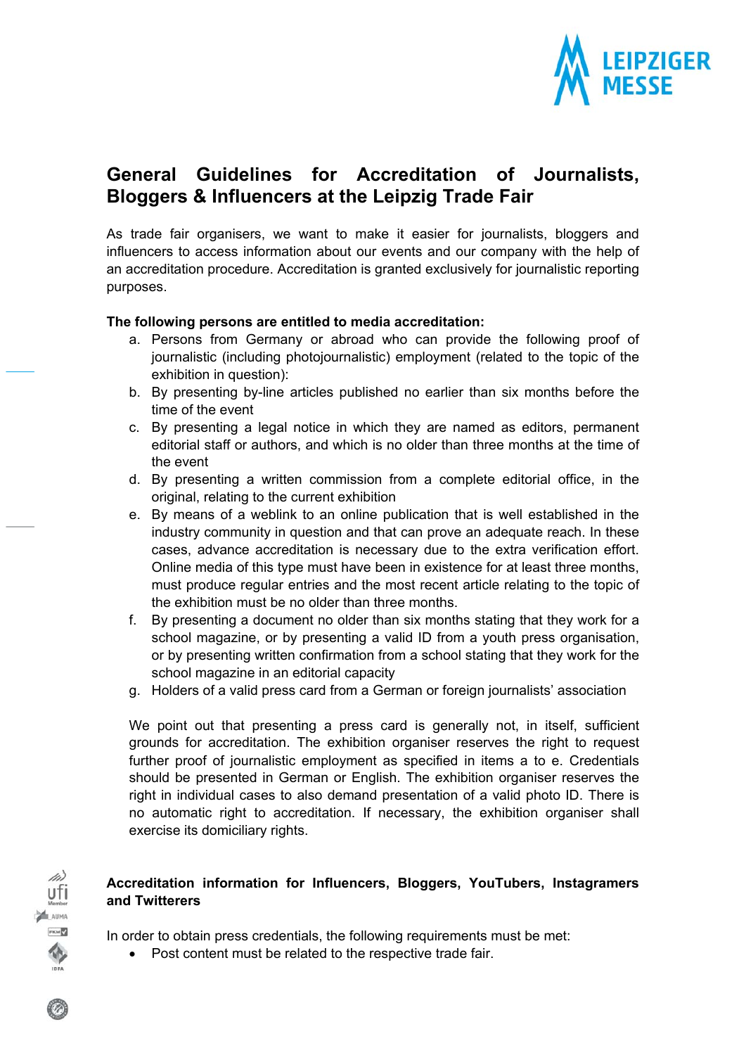# General Guidelines for Accreditation of Journalists, Bloggers & Influencers at the Leipzig Trade Fair

As trade fair organisers, we want to make it easier for journalists, bloggers and influencers to access information about our events and our company with the help of an accreditation procedure. Accreditation is granted exclusively for journalistic reporting purposes.

**The following persons are entitled to media accreditation:**

a. Persons from Germany or abroad who can provide the following proof of journalistic (including photojournalistic) employment (related to the topic of the exhibition in question):
b. By presenting by-line articles published no earlier than six months before the time of the event
c. By presenting a legal notice in which they are named as editors, permanent editorial staff or authors, and which is no older than three months at the time of the event
d. By presenting a written commission from a complete editorial office, in the original, relating to the current exhibition
e. By means of a weblink to an online publication that is well established in the industry community in question and that can prove an adequate reach. In these cases, advance accreditation is necessary due to the extra verification effort. Online media of this type must have been in existence for at least three months, must produce regular entries and the most recent article relating to the topic of the exhibition must be no older than three months.
f. By presenting a document no older than six months stating that they work for a school magazine, or by presenting a valid ID from a youth press organisation, or by presenting written confirmation from a school stating that they work for the school magazine in an editorial capacity
g. Holders of a valid press card from a German or foreign journalists' association

We point out that presenting a press card is generally not, in itself, sufficient grounds for accreditation. The exhibition organiser reserves the right to request further proof of journalistic employment as specified in items a to e. Credentials should be presented in German or English. The exhibition organiser reserves the right in individual cases to also demand presentation of a valid photo ID. There is no automatic right to accreditation. If necessary, the exhibition organiser shall exercise its domiciliary rights.

**Accreditation information for Influencers, Bloggers, YouTubers, Instagramers and Twitterers**

In order to obtain press credentials, the following requirements must be met:

- Post content must be related to the respective trade fair.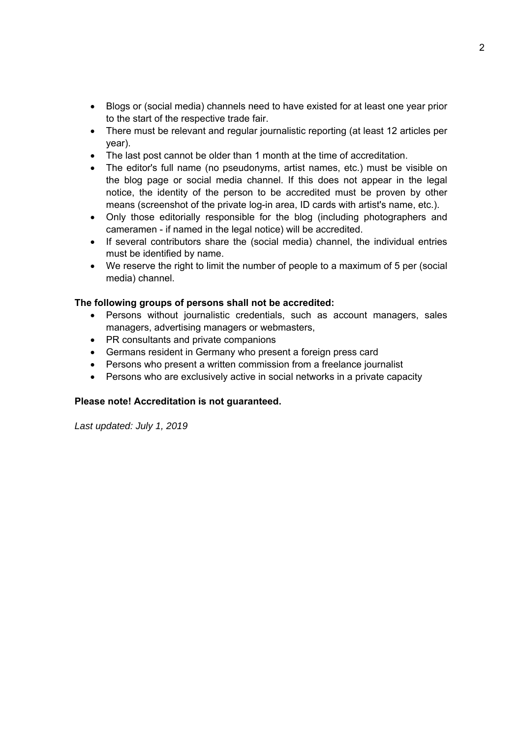- Blogs or (social media) channels need to have existed for at least one year prior to the start of the respective trade fair.
- There must be relevant and regular journalistic reporting (at least 12 articles per year).
- The last post cannot be older than 1 month at the time of accreditation.
- The editor's full name (no pseudonyms, artist names, etc.) must be visible on the blog page or social media channel. If this does not appear in the legal notice, the identity of the person to be accredited must be proven by other means (screenshot of the private log-in area, ID cards with artist's name, etc.).
- Only those editorially responsible for the blog (including photographers and cameramen - if named in the legal notice) will be accredited.
- If several contributors share the (social media) channel, the individual entries must be identified by name.
- We reserve the right to limit the number of people to a maximum of 5 per (social media) channel.

**The following groups of persons shall not be accredited:**

- Persons without journalistic credentials, such as account managers, sales managers, advertising managers or webmasters,
- PR consultants and private companions
- Germans resident in Germany who present a foreign press card
- Persons who present a written commission from a freelance journalist
- Persons who are exclusively active in social networks in a private capacity

**Please note! Accreditation is not guaranteed.**

*Last updated: July 1, 2019*